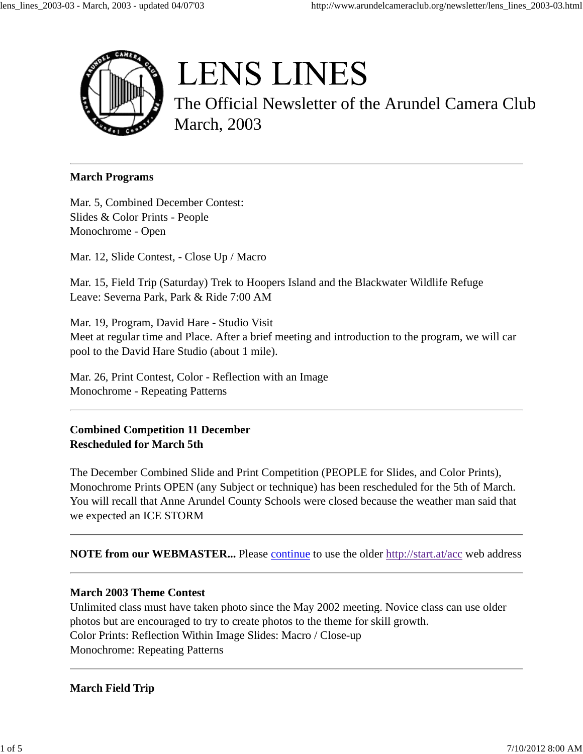# LENS LINES

The Official Newsletter of the Arundel Camera Club
March, 2003

---

**March Programs**

Mar. 5, Combined December Contest:
Slides & Color Prints - People
Monochrome - Open

Mar. 12, Slide Contest, - Close Up / Macro

Mar. 15, Field Trip (Saturday) Trek to Hoopers Island and the Blackwater Wildlife Refuge
Leave: Severna Park, Park & Ride 7:00 AM

Mar. 19, Program, David Hare - Studio Visit
Meet at regular time and Place. After a brief meeting and introduction to the program, we will car pool to the David Hare Studio (about 1 mile).

Mar. 26, Print Contest, Color - Reflection with an Image
Monochrome - Repeating Patterns

---

**Combined Competition 11 December**
**Rescheduled for March 5th**

The December Combined Slide and Print Competition (PEOPLE for Slides, and Color Prints), Monochrome Prints OPEN (any Subject or technique) has been rescheduled for the 5th of March. You will recall that Anne Arundel County Schools were closed because the weather man said that we expected an ICE STORM

---

**NOTE from our WEBMASTER...** Please continue to use the older http://start.at/acc web address

---

**March 2003 Theme Contest**
Unlimited class must have taken photo since the May 2002 meeting. Novice class can use older photos but are encouraged to try to create photos to the theme for skill growth.
Color Prints: Reflection Within Image Slides: Macro / Close-up
Monochrome: Repeating Patterns

---

**March Field Trip**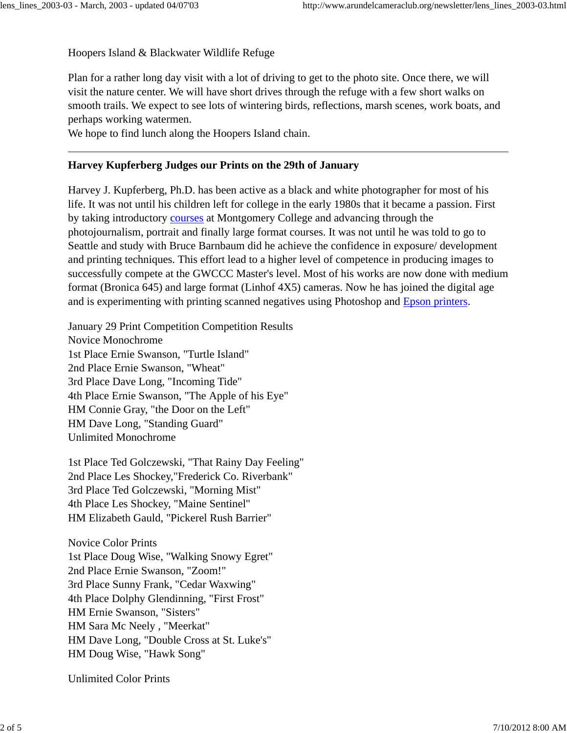Hoopers Island & Blackwater Wildlife Refuge

Plan for a rather long day visit with a lot of driving to get to the photo site. Once there, we will visit the nature center. We will have short drives through the refuge with a few short walks on smooth trails. We expect to see lots of wintering birds, reflections, marsh scenes, work boats, and perhaps working watermen.
We hope to find lunch along the Hoopers Island chain.

---

**Harvey Kupferberg Judges our Prints on the 29th of January**

Harvey J. Kupferberg, Ph.D. has been active as a black and white photographer for most of his life. It was not until his children left for college in the early 1980s that it became a passion. First by taking introductory courses at Montgomery College and advancing through the photojournalism, portrait and finally large format courses. It was not until he was told to go to Seattle and study with Bruce Barnbaum did he achieve the confidence in exposure/ development and printing techniques. This effort lead to a higher level of competence in producing images to successfully compete at the GWCCC Master's level. Most of his works are now done with medium format (Bronica 645) and large format (Linhof 4X5) cameras. Now he has joined the digital age and is experimenting with printing scanned negatives using Photoshop and Epson printers.

January 29 Print Competition Competition Results
Novice Monochrome
1st Place Ernie Swanson, "Turtle Island"
2nd Place Ernie Swanson, "Wheat"
3rd Place Dave Long, "Incoming Tide"
4th Place Ernie Swanson, "The Apple of his Eye"
HM Connie Gray, "the Door on the Left"
HM Dave Long, "Standing Guard"
Unlimited Monochrome

1st Place Ted Golczewski, "That Rainy Day Feeling"
2nd Place Les Shockey,"Frederick Co. Riverbank"
3rd Place Ted Golczewski, "Morning Mist"
4th Place Les Shockey, "Maine Sentinel"
HM Elizabeth Gauld, "Pickerel Rush Barrier"

Novice Color Prints
1st Place Doug Wise, "Walking Snowy Egret"
2nd Place Ernie Swanson, "Zoom!"
3rd Place Sunny Frank, "Cedar Waxwing"
4th Place Dolphy Glendinning, "First Frost"
HM Ernie Swanson, "Sisters"
HM Sara Mc Neely , "Meerkat"
HM Dave Long, "Double Cross at St. Luke's"
HM Doug Wise, "Hawk Song"

Unlimited Color Prints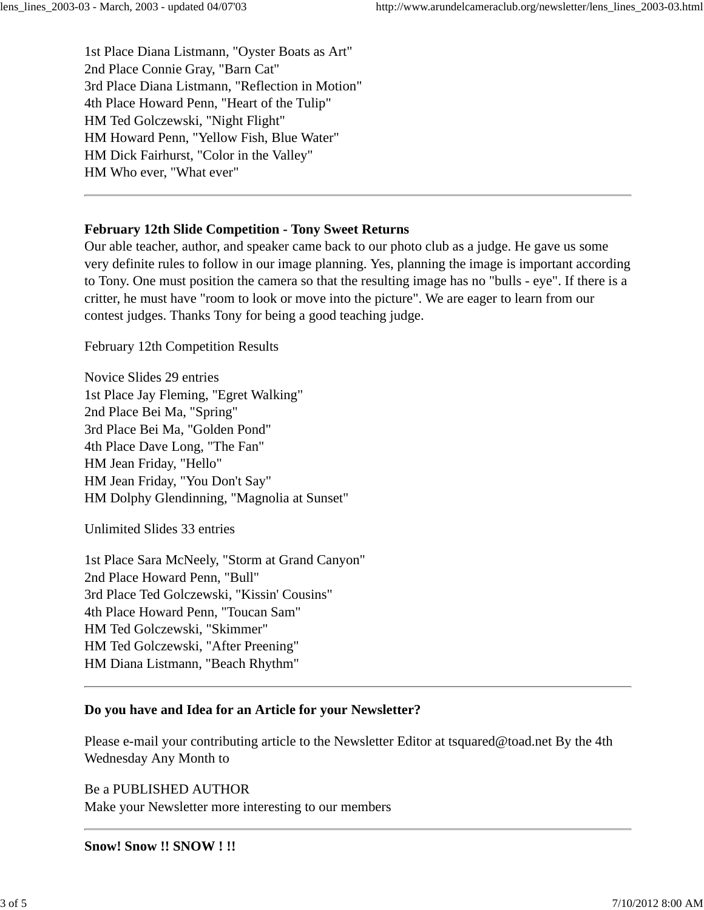1st Place Diana Listmann, "Oyster Boats as Art"
2nd Place Connie Gray, "Barn Cat"
3rd Place Diana Listmann, "Reflection in Motion"
4th Place Howard Penn, "Heart of the Tulip"
HM Ted Golczewski, "Night Flight"
HM Howard Penn, "Yellow Fish, Blue Water"
HM Dick Fairhurst, "Color in the Valley"
HM Who ever, "What ever"

---

**February 12th Slide Competition - Tony Sweet Returns**
Our able teacher, author, and speaker came back to our photo club as a judge. He gave us some very definite rules to follow in our image planning. Yes, planning the image is important according to Tony. One must position the camera so that the resulting image has no "bulls - eye". If there is a critter, he must have "room to look or move into the picture". We are eager to learn from our contest judges. Thanks Tony for being a good teaching judge.

February 12th Competition Results

Novice Slides 29 entries
1st Place Jay Fleming, "Egret Walking"
2nd Place Bei Ma, "Spring"
3rd Place Bei Ma, "Golden Pond"
4th Place Dave Long, "The Fan"
HM Jean Friday, "Hello"
HM Jean Friday, "You Don't Say"
HM Dolphy Glendinning, "Magnolia at Sunset"

Unlimited Slides 33 entries

1st Place Sara McNeely, "Storm at Grand Canyon"
2nd Place Howard Penn, "Bull"
3rd Place Ted Golczewski, "Kissin' Cousins"
4th Place Howard Penn, "Toucan Sam"
HM Ted Golczewski, "Skimmer"
HM Ted Golczewski, "After Preening"
HM Diana Listmann, "Beach Rhythm"

---

**Do you have and Idea for an Article for your Newsletter?**

Please e-mail your contributing article to the Newsletter Editor at tsquared@toad.net By the 4th Wednesday Any Month to

Be a PUBLISHED AUTHOR
Make your Newsletter more interesting to our members

---

**Snow! Snow !! SNOW ! !!**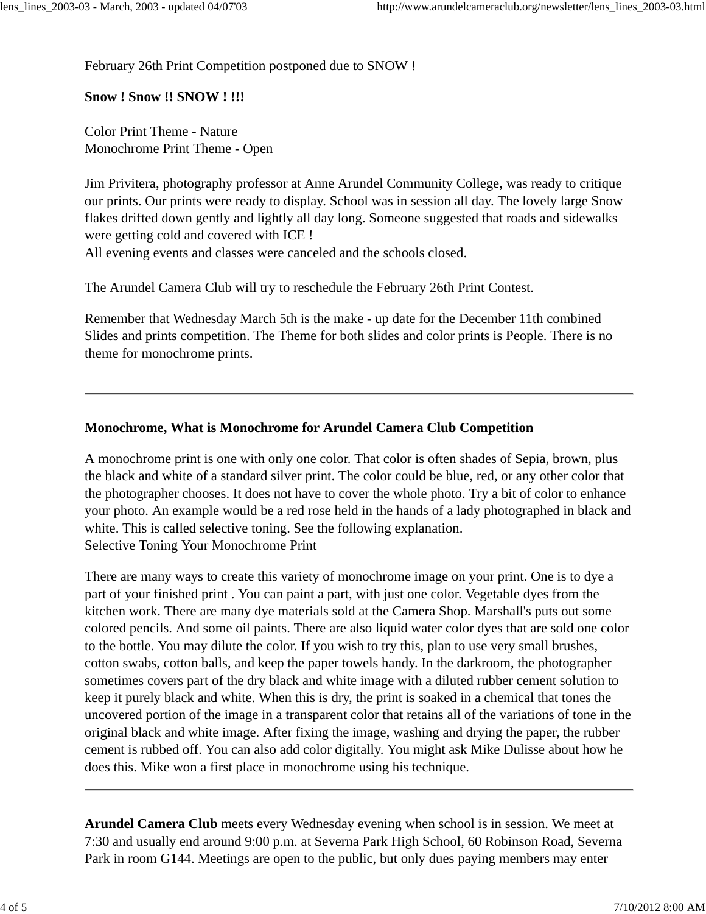February 26th Print Competition postponed due to SNOW !

**Snow ! Snow !! SNOW ! !!!**

Color Print Theme - Nature
Monochrome Print Theme - Open

Jim Privitera, photography professor at Anne Arundel Community College, was ready to critique our prints. Our prints were ready to display. School was in session all day. The lovely large Snow flakes drifted down gently and lightly all day long. Someone suggested that roads and sidewalks were getting cold and covered with ICE !
All evening events and classes were canceled and the schools closed.

The Arundel Camera Club will try to reschedule the February 26th Print Contest.

Remember that Wednesday March 5th is the make - up date for the December 11th combined Slides and prints competition. The Theme for both slides and color prints is People. There is no theme for monochrome prints.

---

**Monochrome, What is Monochrome for Arundel Camera Club Competition**

A monochrome print is one with only one color. That color is often shades of Sepia, brown, plus the black and white of a standard silver print. The color could be blue, red, or any other color that the photographer chooses. It does not have to cover the whole photo. Try a bit of color to enhance your photo. An example would be a red rose held in the hands of a lady photographed in black and white. This is called selective toning. See the following explanation.
Selective Toning Your Monochrome Print

There are many ways to create this variety of monochrome image on your print. One is to dye a part of your finished print . You can paint a part, with just one color. Vegetable dyes from the kitchen work. There are many dye materials sold at the Camera Shop. Marshall's puts out some colored pencils. And some oil paints. There are also liquid water color dyes that are sold one color to the bottle. You may dilute the color. If you wish to try this, plan to use very small brushes, cotton swabs, cotton balls, and keep the paper towels handy. In the darkroom, the photographer sometimes covers part of the dry black and white image with a diluted rubber cement solution to keep it purely black and white. When this is dry, the print is soaked in a chemical that tones the uncovered portion of the image in a transparent color that retains all of the variations of tone in the original black and white image. After fixing the image, washing and drying the paper, the rubber cement is rubbed off. You can also add color digitally. You might ask Mike Dulisse about how he does this. Mike won a first place in monochrome using his technique.

---

**Arundel Camera Club** meets every Wednesday evening when school is in session. We meet at 7:30 and usually end around 9:00 p.m. at Severna Park High School, 60 Robinson Road, Severna Park in room G144. Meetings are open to the public, but only dues paying members may enter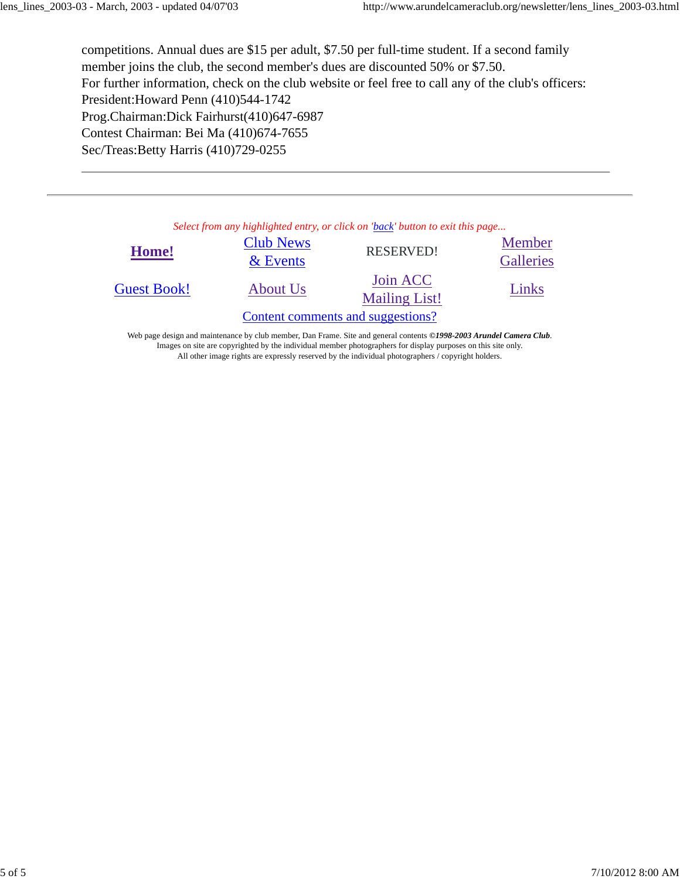competitions. Annual dues are $15 per adult, $7.50 per full-time student. If a second family member joins the club, the second member's dues are discounted 50% or $7.50.
For further information, check on the club website or feel free to call any of the club's officers:
President:Howard Penn (410)544-1742
Prog.Chairman:Dick Fairhurst(410)647-6987
Contest Chairman: Bei Ma (410)674-7655
Sec/Treas:Betty Harris (410)729-0255

---

*Select from any highlighted entry, or click on 'back' button to exit this page...*

| | | | |
|---|---|---|---|
| **Home!** | Club News & Events | RESERVED! | Member Galleries |
| Guest Book! | About Us | Join ACC Mailing List! | Links |

Content comments and suggestions?

Web page design and maintenance by club member, Dan Frame. Site and general contents ***©1998-2003 Arundel Camera Club***.
Images on site are copyrighted by the individual member photographers for display purposes on this site only.
All other image rights are expressly reserved by the individual photographers / copyright holders.